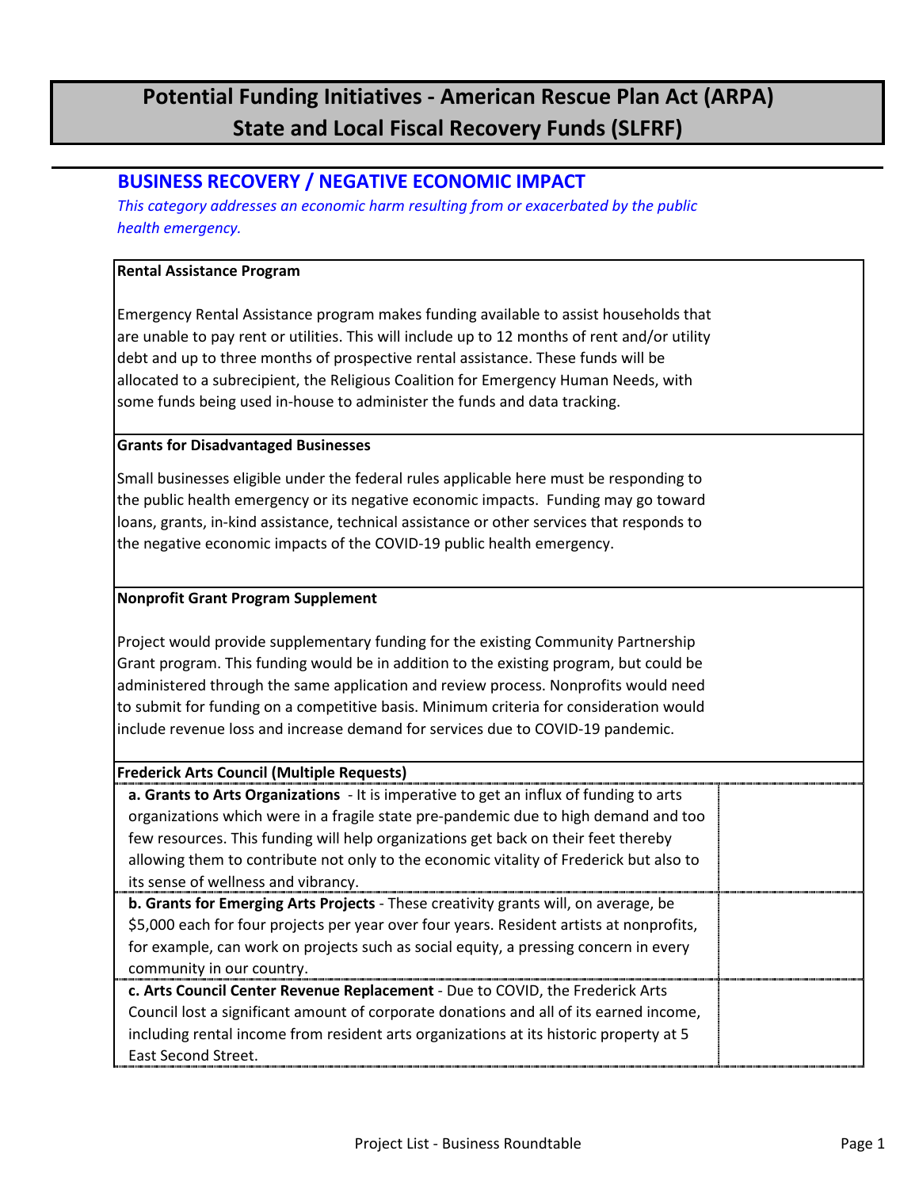# Potential Funding Initiatives - American Rescue Plan Act (ARPA) State and Local Fiscal Recovery Funds (SLFRF)

## BUSINESS RECOVERY / NEGATIVE ECONOMIC IMPACT

*This category addresses an economic harm resulting from or exacerbated by the public health emergency.*

**Rental Assistance Program**

Emergency Rental Assistance program makes funding available to assist households that are unable to pay rent or utilities. This will include up to 12 months of rent and/or utility debt and up to three months of prospective rental assistance. These funds will be allocated to a subrecipient, the Religious Coalition for Emergency Human Needs, with some funds being used in-house to administer the funds and data tracking.

**Grants for Disadvantaged Businesses**

Small businesses eligible under the federal rules applicable here must be responding to the public health emergency or its negative economic impacts. Funding may go toward loans, grants, in-kind assistance, technical assistance or other services that responds to the negative economic impacts of the COVID-19 public health emergency.

**Nonprofit Grant Program Supplement**

Project would provide supplementary funding for the existing Community Partnership Grant program. This funding would be in addition to the existing program, but could be administered through the same application and review process. Nonprofits would need to submit for funding on a competitive basis. Minimum criteria for consideration would include revenue loss and increase demand for services due to COVID-19 pandemic.

**Frederick Arts Council (Multiple Requests)**

| | |
|---|---|
| **a. Grants to Arts Organizations** - It is imperative to get an influx of funding to arts organizations which were in a fragile state pre-pandemic due to high demand and too few resources. This funding will help organizations get back on their feet thereby allowing them to contribute not only to the economic vitality of Frederick but also to its sense of wellness and vibrancy. | |
| **b. Grants for Emerging Arts Projects** - These creativity grants will, on average, be $5,000 each for four projects per year over four years. Resident artists at nonprofits, for example, can work on projects such as social equity, a pressing concern in every community in our country. | |
| **c. Arts Council Center Revenue Replacement** - Due to COVID, the Frederick Arts Council lost a significant amount of corporate donations and all of its earned income, including rental income from resident arts organizations at its historic property at 5 East Second Street. | |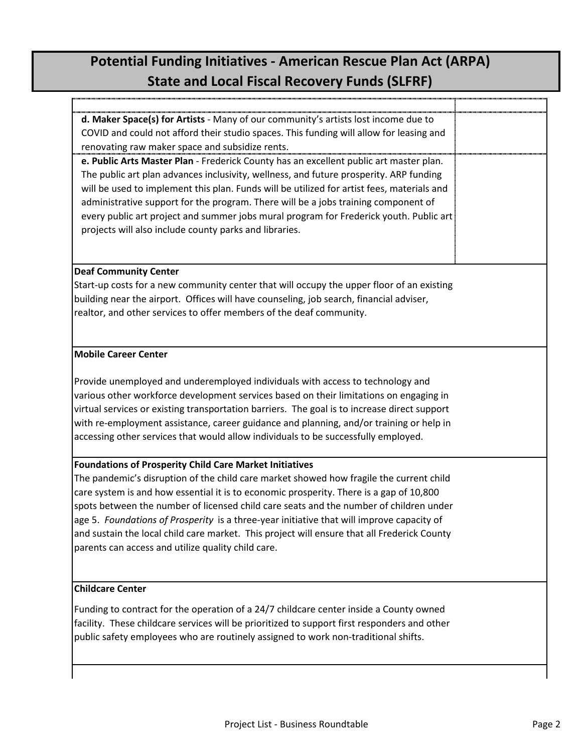# Potential Funding Initiatives - American Rescue Plan Act (ARPA)
## State and Local Fiscal Recovery Funds (SLFRF)

**d. Maker Space(s) for Artists** - Many of our community's artists lost income due to COVID and could not afford their studio spaces. This funding will allow for leasing and renovating raw maker space and subsidize rents.

**e. Public Arts Master Plan** - Frederick County has an excellent public art master plan. The public art plan advances inclusivity, wellness, and future prosperity. ARP funding will be used to implement this plan. Funds will be utilized for artist fees, materials and administrative support for the program. There will be a jobs training component of every public art project and summer jobs mural program for Frederick youth. Public art projects will also include county parks and libraries.

**Deaf Community Center**

Start-up costs for a new community center that will occupy the upper floor of an existing building near the airport. Offices will have counseling, job search, financial adviser, realtor, and other services to offer members of the deaf community.

**Mobile Career Center**

Provide unemployed and underemployed individuals with access to technology and various other workforce development services based on their limitations on engaging in virtual services or existing transportation barriers. The goal is to increase direct support with re-employment assistance, career guidance and planning, and/or training or help in accessing other services that would allow individuals to be successfully employed.

**Foundations of Prosperity Child Care Market Initiatives**

The pandemic's disruption of the child care market showed how fragile the current child care system is and how essential it is to economic prosperity. There is a gap of 10,800 spots between the number of licensed child care seats and the number of children under age 5. *Foundations of Prosperity* is a three-year initiative that will improve capacity of and sustain the local child care market. This project will ensure that all Frederick County parents can access and utilize quality child care.

**Childcare Center**

Funding to contract for the operation of a 24/7 childcare center inside a County owned facility. These childcare services will be prioritized to support first responders and other public safety employees who are routinely assigned to work non-traditional shifts.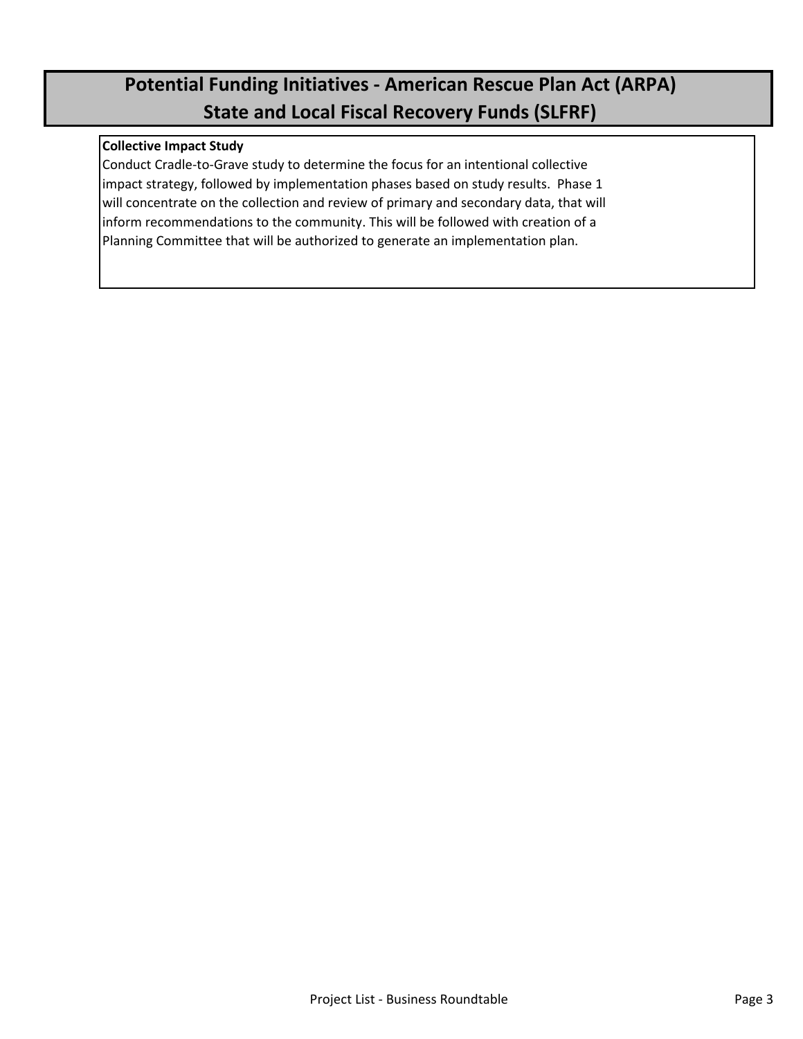# Potential Funding Initiatives - American Rescue Plan Act (ARPA)
# State and Local Fiscal Recovery Funds (SLFRF)

**Collective Impact Study**

Conduct Cradle-to-Grave study to determine the focus for an intentional collective impact strategy, followed by implementation phases based on study results. Phase 1 will concentrate on the collection and review of primary and secondary data, that will inform recommendations to the community. This will be followed with creation of a Planning Committee that will be authorized to generate an implementation plan.